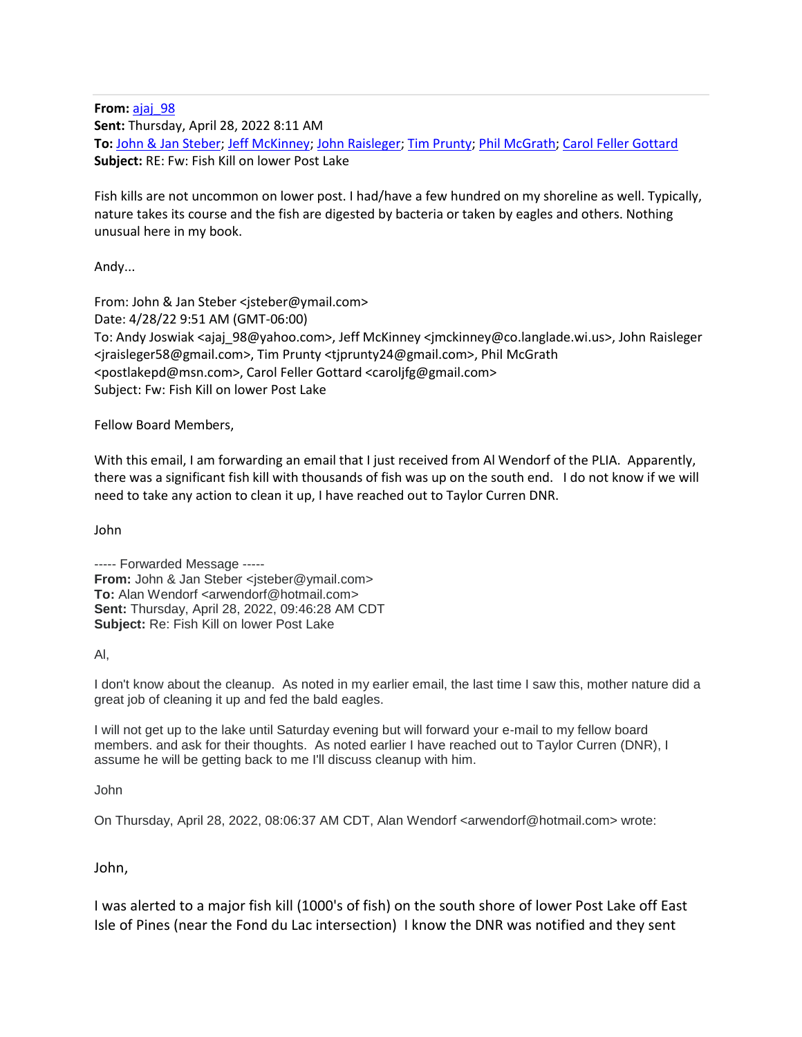**From:** ajaj_98
**Sent:** Thursday, April 28, 2022 8:11 AM
**To:** John & Jan Steber; Jeff McKinney; John Raisleger; Tim Prunty; Phil McGrath; Carol Feller Gottard
**Subject:** RE: Fw: Fish Kill on lower Post Lake

Fish kills are not uncommon on lower post. I had/have a few hundred on my shoreline as well. Typically, nature takes its course and the fish are digested by bacteria or taken by eagles and others. Nothing unusual here in my book.

Andy...

From: John & Jan Steber <jsteber@ymail.com>
Date: 4/28/22 9:51 AM (GMT-06:00)
To: Andy Joswiak <ajaj_98@yahoo.com>, Jeff McKinney <jmckinney@co.langlade.wi.us>, John Raisleger <jraisleger58@gmail.com>, Tim Prunty <tjprunty24@gmail.com>, Phil McGrath <postlakepd@msn.com>, Carol Feller Gottard <caroljfg@gmail.com>
Subject: Fw: Fish Kill on lower Post Lake

Fellow Board Members,

With this email, I am forwarding an email that I just received from Al Wendorf of the PLIA. Apparently, there was a significant fish kill with thousands of fish was up on the south end. I do not know if we will need to take any action to clean it up, I have reached out to Taylor Curren DNR.

John

----- Forwarded Message -----
**From:** John & Jan Steber <jsteber@ymail.com>
**To:** Alan Wendorf <arwendorf@hotmail.com>
**Sent:** Thursday, April 28, 2022, 09:46:28 AM CDT
**Subject:** Re: Fish Kill on lower Post Lake

Al,

I don't know about the cleanup. As noted in my earlier email, the last time I saw this, mother nature did a great job of cleaning it up and fed the bald eagles.

I will not get up to the lake until Saturday evening but will forward your e-mail to my fellow board members. and ask for their thoughts. As noted earlier I have reached out to Taylor Curren (DNR), I assume he will be getting back to me I'll discuss cleanup with him.

John

On Thursday, April 28, 2022, 08:06:37 AM CDT, Alan Wendorf <arwendorf@hotmail.com> wrote:

John,

I was alerted to a major fish kill (1000's of fish) on the south shore of lower Post Lake off East Isle of Pines (near the Fond du Lac intersection) I know the DNR was notified and they sent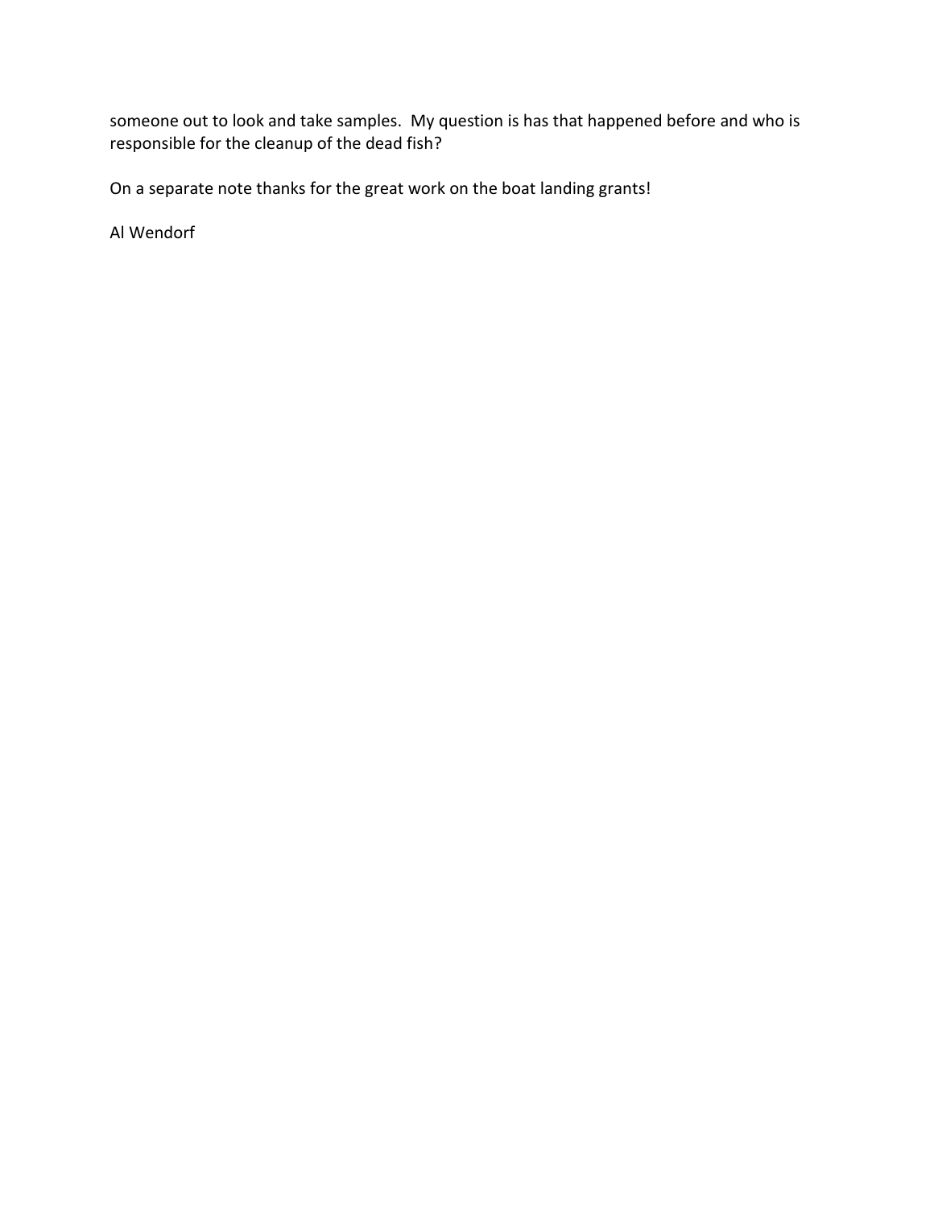someone out to look and take samples.  My question is has that happened before and who is responsible for the cleanup of the dead fish?

On a separate note thanks for the great work on the boat landing grants!

Al Wendorf